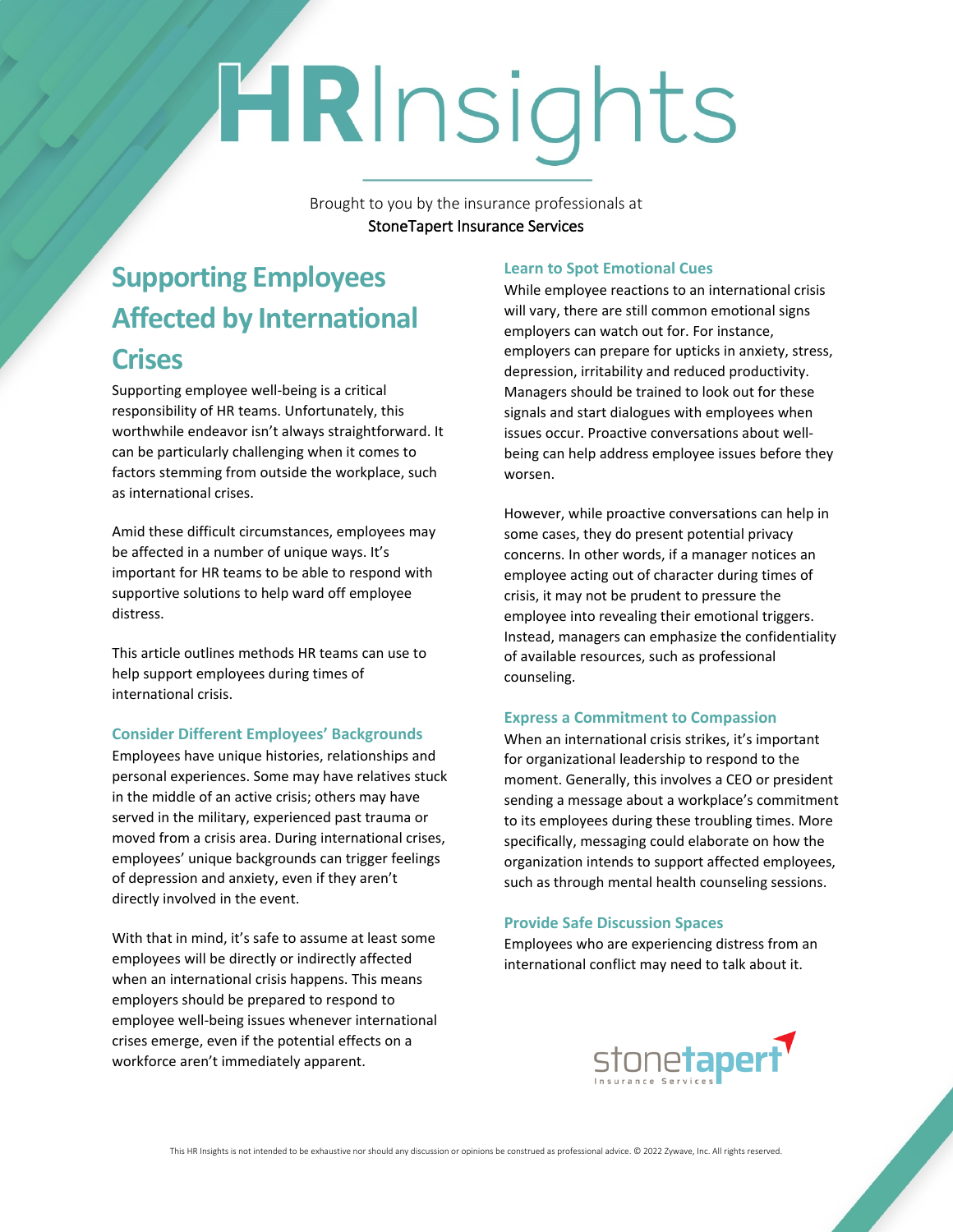# HRInsights

Brought to you by the insurance professionals at
StoneTapert Insurance Services

## Supporting Employees Affected by International Crises

Supporting employee well-being is a critical responsibility of HR teams. Unfortunately, this worthwhile endeavor isn't always straightforward. It can be particularly challenging when it comes to factors stemming from outside the workplace, such as international crises.

Amid these difficult circumstances, employees may be affected in a number of unique ways. It's important for HR teams to be able to respond with supportive solutions to help ward off employee distress.

This article outlines methods HR teams can use to help support employees during times of international crisis.

### Consider Different Employees' Backgrounds

Employees have unique histories, relationships and personal experiences. Some may have relatives stuck in the middle of an active crisis; others may have served in the military, experienced past trauma or moved from a crisis area. During international crises, employees' unique backgrounds can trigger feelings of depression and anxiety, even if they aren't directly involved in the event.

With that in mind, it's safe to assume at least some employees will be directly or indirectly affected when an international crisis happens. This means employers should be prepared to respond to employee well-being issues whenever international crises emerge, even if the potential effects on a workforce aren't immediately apparent.

### Learn to Spot Emotional Cues

While employee reactions to an international crisis will vary, there are still common emotional signs employers can watch out for. For instance, employers can prepare for upticks in anxiety, stress, depression, irritability and reduced productivity. Managers should be trained to look out for these signals and start dialogues with employees when issues occur. Proactive conversations about well-being can help address employee issues before they worsen.

However, while proactive conversations can help in some cases, they do present potential privacy concerns. In other words, if a manager notices an employee acting out of character during times of crisis, it may not be prudent to pressure the employee into revealing their emotional triggers. Instead, managers can emphasize the confidentiality of available resources, such as professional counseling.

### Express a Commitment to Compassion

When an international crisis strikes, it's important for organizational leadership to respond to the moment. Generally, this involves a CEO or president sending a message about a workplace's commitment to its employees during these troubling times. More specifically, messaging could elaborate on how the organization intends to support affected employees, such as through mental health counseling sessions.

### Provide Safe Discussion Spaces

Employees who are experiencing distress from an international conflict may need to talk about it.

stonetapert Insurance Services

This HR Insights is not intended to be exhaustive nor should any discussion or opinions be construed as professional advice. © 2022 Zywave, Inc. All rights reserved.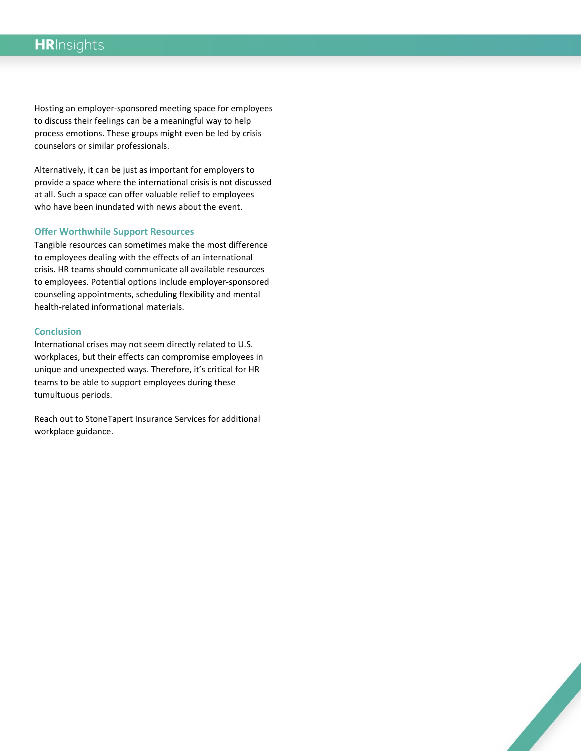Hosting an employer-sponsored meeting space for employees to discuss their feelings can be a meaningful way to help process emotions. These groups might even be led by crisis counselors or similar professionals.

Alternatively, it can be just as important for employers to provide a space where the international crisis is not discussed at all. Such a space can offer valuable relief to employees who have been inundated with news about the event.

### Offer Worthwhile Support Resources

Tangible resources can sometimes make the most difference to employees dealing with the effects of an international crisis. HR teams should communicate all available resources to employees. Potential options include employer-sponsored counseling appointments, scheduling flexibility and mental health-related informational materials.

### Conclusion

International crises may not seem directly related to U.S. workplaces, but their effects can compromise employees in unique and unexpected ways. Therefore, it's critical for HR teams to be able to support employees during these tumultuous periods.

Reach out to StoneTapert Insurance Services for additional workplace guidance.